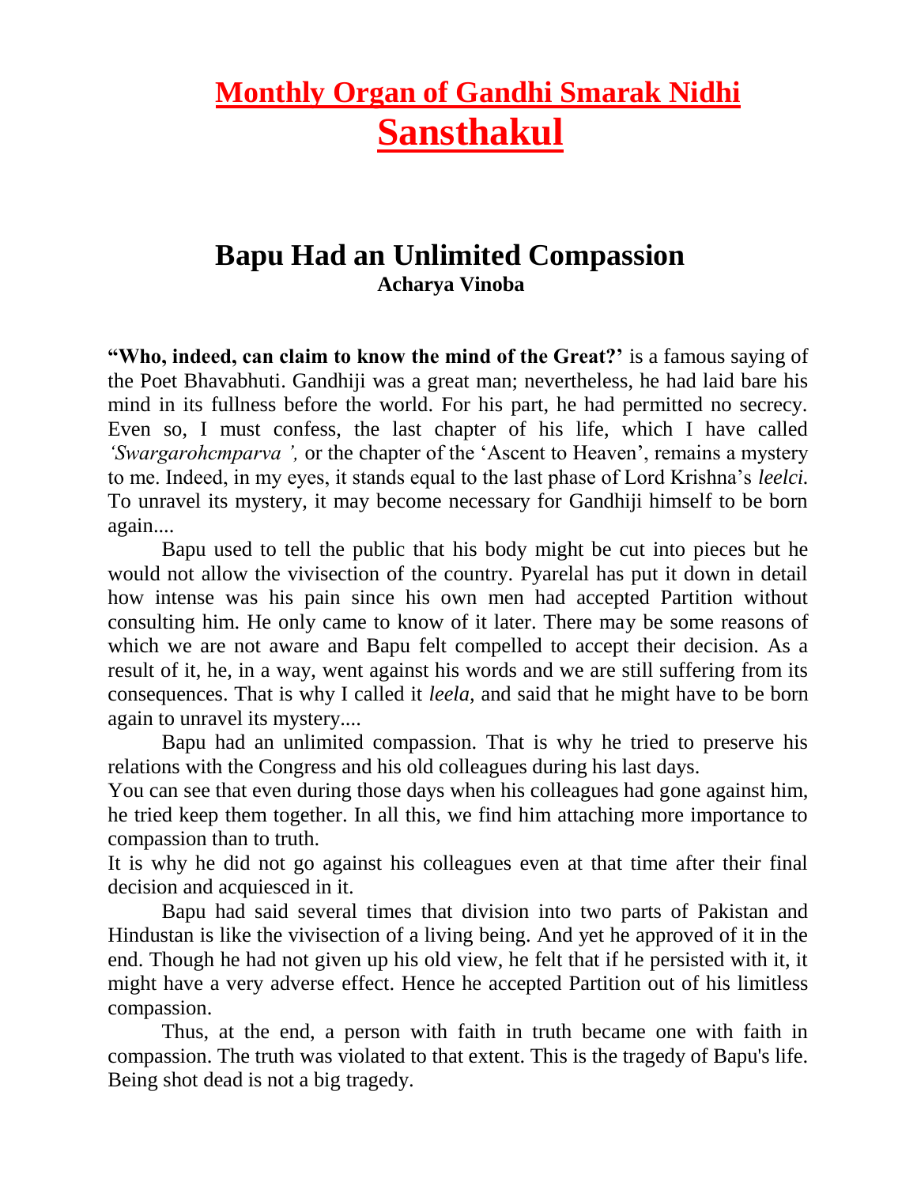# Monthly Organ of Gandhi Smarak Nidhi

# Sansthakul

## Bapu Had an Unlimited Compassion

**Acharya Vinoba**

**"Who, indeed, can claim to know the mind of the Great?'** is a famous saying of the Poet Bhavabhuti. Gandhiji was a great man; nevertheless, he had laid bare his mind in its fullness before the world. For his part, he had permitted no secrecy. Even so, I must confess, the last chapter of his life, which I have called *'Swargarohcmparva ',* or the chapter of the 'Ascent to Heaven', remains a mystery to me. Indeed, in my eyes, it stands equal to the last phase of Lord Krishna's *leelci.* To unravel its mystery, it may become necessary for Gandhiji himself to be born again....

Bapu used to tell the public that his body might be cut into pieces but he would not allow the vivisection of the country. Pyarelal has put it down in detail how intense was his pain since his own men had accepted Partition without consulting him. He only came to know of it later. There may be some reasons of which we are not aware and Bapu felt compelled to accept their decision. As a result of it, he, in a way, went against his words and we are still suffering from its consequences. That is why I called it *leela,* and said that he might have to be born again to unravel its mystery....

Bapu had an unlimited compassion. That is why he tried to preserve his relations with the Congress and his old colleagues during his last days.

You can see that even during those days when his colleagues had gone against him, he tried keep them together. In all this, we find him attaching more importance to compassion than to truth.

It is why he did not go against his colleagues even at that time after their final decision and acquiesced in it.

Bapu had said several times that division into two parts of Pakistan and Hindustan is like the vivisection of a living being. And yet he approved of it in the end. Though he had not given up his old view, he felt that if he persisted with it, it might have a very adverse effect. Hence he accepted Partition out of his limitless compassion.

Thus, at the end, a person with faith in truth became one with faith in compassion. The truth was violated to that extent. This is the tragedy of Bapu's life. Being shot dead is not a big tragedy.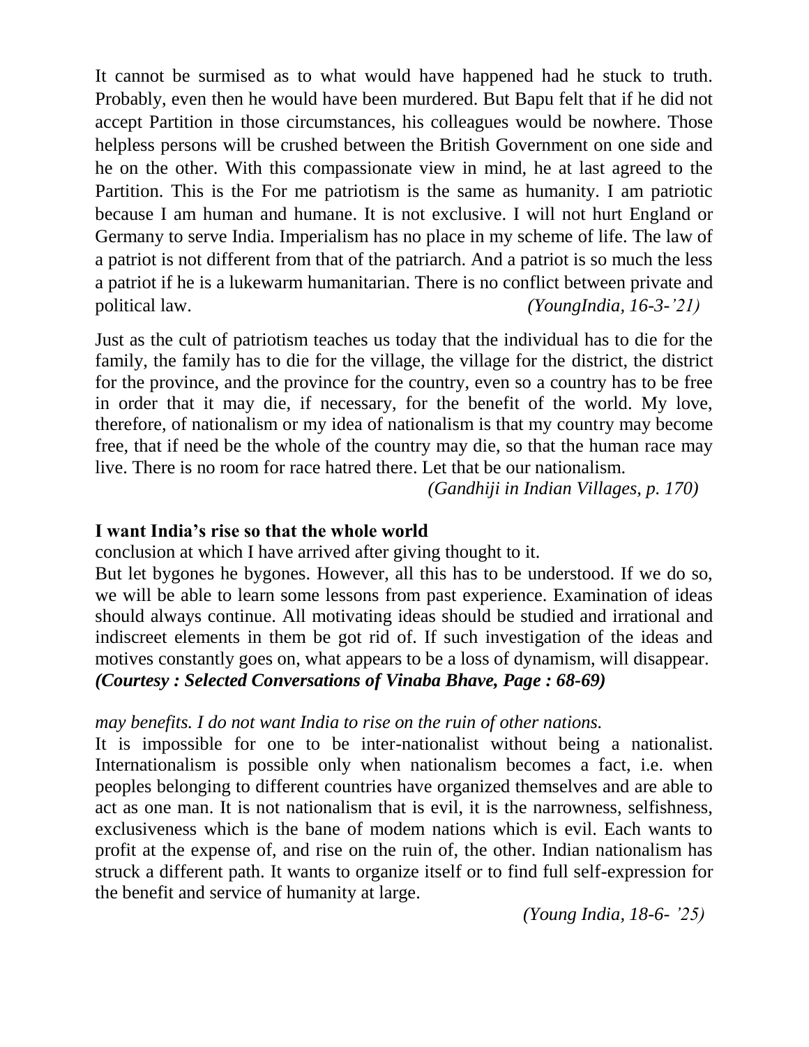It cannot be surmised as to what would have happened had he stuck to truth. Probably, even then he would have been murdered. But Bapu felt that if he did not accept Partition in those circumstances, his colleagues would be nowhere. Those helpless persons will be crushed between the British Government on one side and he on the other. With this compassionate view in mind, he at last agreed to the Partition. This is the For me patriotism is the same as humanity. I am patriotic because I am human and humane. It is not exclusive. I will not hurt England or Germany to serve India. Imperialism has no place in my scheme of life. The law of a patriot is not different from that of the patriarch. And a patriot is so much the less a patriot if he is a lukewarm humanitarian. There is no conflict between private and political law. *(YoungIndia, 16-3-'21)*

Just as the cult of patriotism teaches us today that the individual has to die for the family, the family has to die for the village, the village for the district, the district for the province, and the province for the country, even so a country has to be free in order that it may die, if necessary, for the benefit of the world. My love, therefore, of nationalism or my idea of nationalism is that my country may become free, that if need be the whole of the country may die, so that the human race may live. There is no room for race hatred there. Let that be our nationalism.

*(Gandhiji in Indian Villages, p. 170)*

**I want India's rise so that the whole world**

conclusion at which I have arrived after giving thought to it.

But let bygones he bygones. However, all this has to be understood. If we do so, we will be able to learn some lessons from past experience. Examination of ideas should always continue. All motivating ideas should be studied and irrational and indiscreet elements in them be got rid of. If such investigation of the ideas and motives constantly goes on, what appears to be a loss of dynamism, will disappear.

***(Courtesy : Selected Conversations of Vinaba Bhave, Page : 68-69)***

*may benefits. I do not want India to rise on the ruin of other nations.*

It is impossible for one to be inter-nationalist without being a nationalist. Internationalism is possible only when nationalism becomes a fact, i.e. when peoples belonging to different countries have organized themselves and are able to act as one man. It is not nationalism that is evil, it is the narrowness, selfishness, exclusiveness which is the bane of modem nations which is evil. Each wants to profit at the expense of, and rise on the ruin of, the other. Indian nationalism has struck a different path. It wants to organize itself or to find full self-expression for the benefit and service of humanity at large.

*(Young India, 18-6- '25)*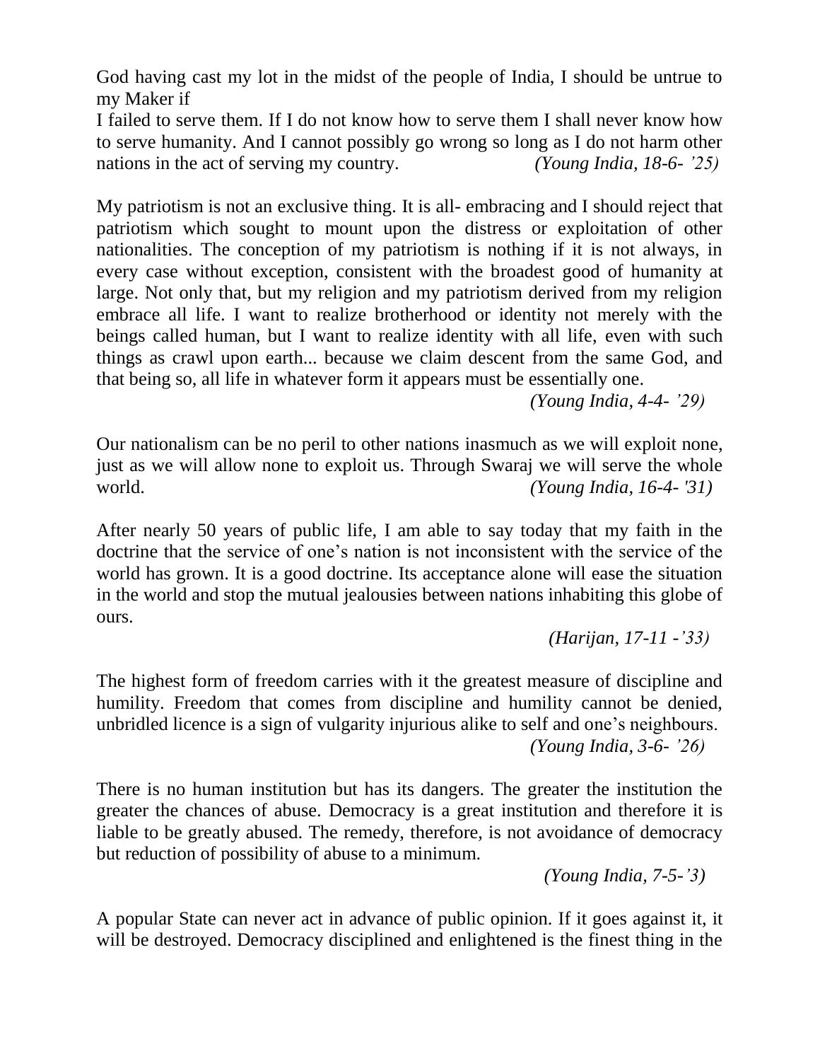God having cast my lot in the midst of the people of India, I should be untrue to my Maker if
I failed to serve them. If I do not know how to serve them I shall never know how to serve humanity. And I cannot possibly go wrong so long as I do not harm other nations in the act of serving my country. *(Young India, 18-6- '25)*

My patriotism is not an exclusive thing. It is all- embracing and I should reject that patriotism which sought to mount upon the distress or exploitation of other nationalities. The conception of my patriotism is nothing if it is not always, in every case without exception, consistent with the broadest good of humanity at large. Not only that, but my religion and my patriotism derived from my religion embrace all life. I want to realize brotherhood or identity not merely with the beings called human, but I want to realize identity with all life, even with such things as crawl upon earth... because we claim descent from the same God, and that being so, all life in whatever form it appears must be essentially one.

*(Young India, 4-4- '29)*

Our nationalism can be no peril to other nations inasmuch as we will exploit none, just as we will allow none to exploit us. Through Swaraj we will serve the whole world. *(Young India, 16-4- '31)*

After nearly 50 years of public life, I am able to say today that my faith in the doctrine that the service of one's nation is not inconsistent with the service of the world has grown. It is a good doctrine. Its acceptance alone will ease the situation in the world and stop the mutual jealousies between nations inhabiting this globe of ours.

*(Harijan, 17-11 -'33)*

The highest form of freedom carries with it the greatest measure of discipline and humility. Freedom that comes from discipline and humility cannot be denied, unbridled licence is a sign of vulgarity injurious alike to self and one's neighbours.

*(Young India, 3-6- '26)*

There is no human institution but has its dangers. The greater the institution the greater the chances of abuse. Democracy is a great institution and therefore it is liable to be greatly abused. The remedy, therefore, is not avoidance of democracy but reduction of possibility of abuse to a minimum.

*(Young India, 7-5-'3)*

A popular State can never act in advance of public opinion. If it goes against it, it will be destroyed. Democracy disciplined and enlightened is the finest thing in the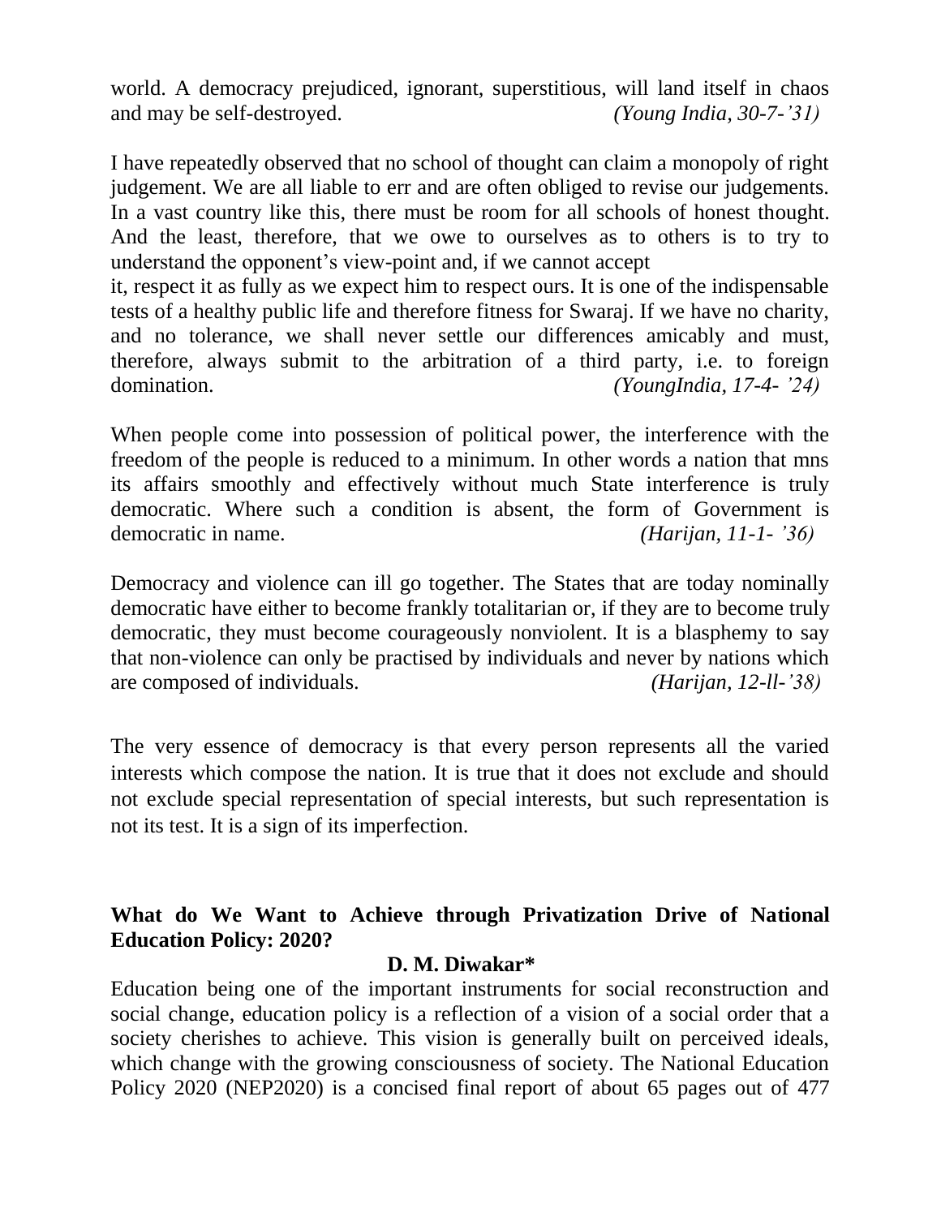world. A democracy prejudiced, ignorant, superstitious, will land itself in chaos and may be self-destroyed. *(Young India, 30-7-'31)*

I have repeatedly observed that no school of thought can claim a monopoly of right judgement. We are all liable to err and are often obliged to revise our judgements. In a vast country like this, there must be room for all schools of honest thought. And the least, therefore, that we owe to ourselves as to others is to try to understand the opponent's view-point and, if we cannot accept it, respect it as fully as we expect him to respect ours. It is one of the indispensable tests of a healthy public life and therefore fitness for Swaraj. If we have no charity, and no tolerance, we shall never settle our differences amicably and must, therefore, always submit to the arbitration of a third party, i.e. to foreign domination. *(YoungIndia, 17-4- '24)*

When people come into possession of political power, the interference with the freedom of the people is reduced to a minimum. In other words a nation that mns its affairs smoothly and effectively without much State interference is truly democratic. Where such a condition is absent, the form of Government is democratic in name. *(Harijan, 11-1- '36)*

Democracy and violence can ill go together. The States that are today nominally democratic have either to become frankly totalitarian or, if they are to become truly democratic, they must become courageously nonviolent. It is a blasphemy to say that non-violence can only be practised by individuals and never by nations which are composed of individuals. *(Harijan, 12-ll-'38)*

The very essence of democracy is that every person represents all the varied interests which compose the nation. It is true that it does not exclude and should not exclude special representation of special interests, but such representation is not its test. It is a sign of its imperfection.

## What do We Want to Achieve through Privatization Drive of National Education Policy: 2020?

**D. M. Diwakar***

Education being one of the important instruments for social reconstruction and social change, education policy is a reflection of a vision of a social order that a society cherishes to achieve. This vision is generally built on perceived ideals, which change with the growing consciousness of society. The National Education Policy 2020 (NEP2020) is a concised final report of about 65 pages out of 477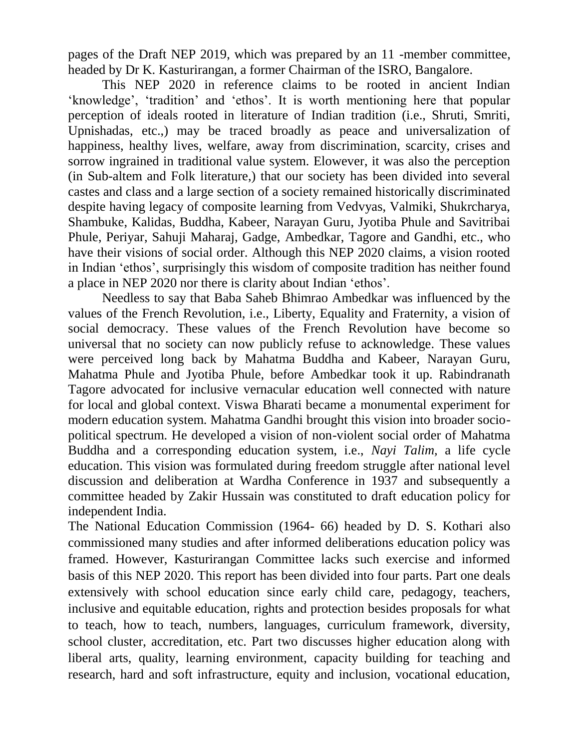pages of the Draft NEP 2019, which was prepared by an 11 -member committee, headed by Dr K. Kasturirangan, a former Chairman of the ISRO, Bangalore.

This NEP 2020 in reference claims to be rooted in ancient Indian 'knowledge', 'tradition' and 'ethos'. It is worth mentioning here that popular perception of ideals rooted in literature of Indian tradition (i.e., Shruti, Smriti, Upnishadas, etc.,) may be traced broadly as peace and universalization of happiness, healthy lives, welfare, away from discrimination, scarcity, crises and sorrow ingrained in traditional value system. Elowever, it was also the perception (in Sub-altem and Folk literature,) that our society has been divided into several castes and class and a large section of a society remained historically discriminated despite having legacy of composite learning from Vedvyas, Valmiki, Shukrcharya, Shambuke, Kalidas, Buddha, Kabeer, Narayan Guru, Jyotiba Phule and Savitribai Phule, Periyar, Sahuji Maharaj, Gadge, Ambedkar, Tagore and Gandhi, etc., who have their visions of social order. Although this NEP 2020 claims, a vision rooted in Indian 'ethos', surprisingly this wisdom of composite tradition has neither found a place in NEP 2020 nor there is clarity about Indian 'ethos'.

Needless to say that Baba Saheb Bhimrao Ambedkar was influenced by the values of the French Revolution, i.e., Liberty, Equality and Fraternity, a vision of social democracy. These values of the French Revolution have become so universal that no society can now publicly refuse to acknowledge. These values were perceived long back by Mahatma Buddha and Kabeer, Narayan Guru, Mahatma Phule and Jyotiba Phule, before Ambedkar took it up. Rabindranath Tagore advocated for inclusive vernacular education well connected with nature for local and global context. Viswa Bharati became a monumental experiment for modern education system. Mahatma Gandhi brought this vision into broader socio-political spectrum. He developed a vision of non-violent social order of Mahatma Buddha and a corresponding education system, i.e., *Nayi Talim*, a life cycle education. This vision was formulated during freedom struggle after national level discussion and deliberation at Wardha Conference in 1937 and subsequently a committee headed by Zakir Hussain was constituted to draft education policy for independent India.

The National Education Commission (1964- 66) headed by D. S. Kothari also commissioned many studies and after informed deliberations education policy was framed. However, Kasturirangan Committee lacks such exercise and informed basis of this NEP 2020. This report has been divided into four parts. Part one deals extensively with school education since early child care, pedagogy, teachers, inclusive and equitable education, rights and protection besides proposals for what to teach, how to teach, numbers, languages, curriculum framework, diversity, school cluster, accreditation, etc. Part two discusses higher education along with liberal arts, quality, learning environment, capacity building for teaching and research, hard and soft infrastructure, equity and inclusion, vocational education,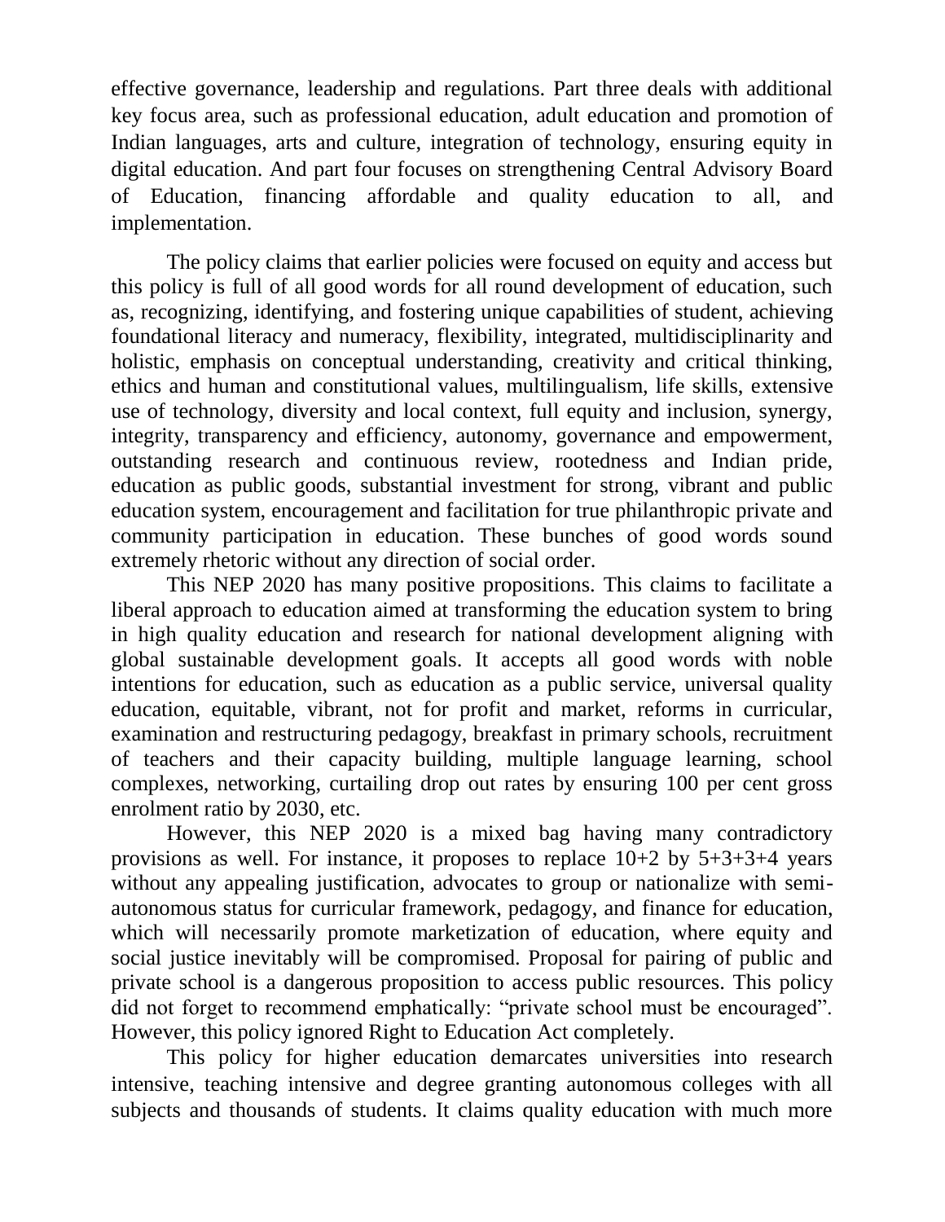effective governance, leadership and regulations. Part three deals with additional key focus area, such as professional education, adult education and promotion of Indian languages, arts and culture, integration of technology, ensuring equity in digital education. And part four focuses on strengthening Central Advisory Board of Education, financing affordable and quality education to all, and implementation.

The policy claims that earlier policies were focused on equity and access but this policy is full of all good words for all round development of education, such as, recognizing, identifying, and fostering unique capabilities of student, achieving foundational literacy and numeracy, flexibility, integrated, multidisciplinarity and holistic, emphasis on conceptual understanding, creativity and critical thinking, ethics and human and constitutional values, multilingualism, life skills, extensive use of technology, diversity and local context, full equity and inclusion, synergy, integrity, transparency and efficiency, autonomy, governance and empowerment, outstanding research and continuous review, rootedness and Indian pride, education as public goods, substantial investment for strong, vibrant and public education system, encouragement and facilitation for true philanthropic private and community participation in education. These bunches of good words sound extremely rhetoric without any direction of social order.

This NEP 2020 has many positive propositions. This claims to facilitate a liberal approach to education aimed at transforming the education system to bring in high quality education and research for national development aligning with global sustainable development goals. It accepts all good words with noble intentions for education, such as education as a public service, universal quality education, equitable, vibrant, not for profit and market, reforms in curricular, examination and restructuring pedagogy, breakfast in primary schools, recruitment of teachers and their capacity building, multiple language learning, school complexes, networking, curtailing drop out rates by ensuring 100 per cent gross enrolment ratio by 2030, etc.

However, this NEP 2020 is a mixed bag having many contradictory provisions as well. For instance, it proposes to replace 10+2 by 5+3+3+4 years without any appealing justification, advocates to group or nationalize with semi-autonomous status for curricular framework, pedagogy, and finance for education, which will necessarily promote marketization of education, where equity and social justice inevitably will be compromised. Proposal for pairing of public and private school is a dangerous proposition to access public resources. This policy did not forget to recommend emphatically: "private school must be encouraged". However, this policy ignored Right to Education Act completely.

This policy for higher education demarcates universities into research intensive, teaching intensive and degree granting autonomous colleges with all subjects and thousands of students. It claims quality education with much more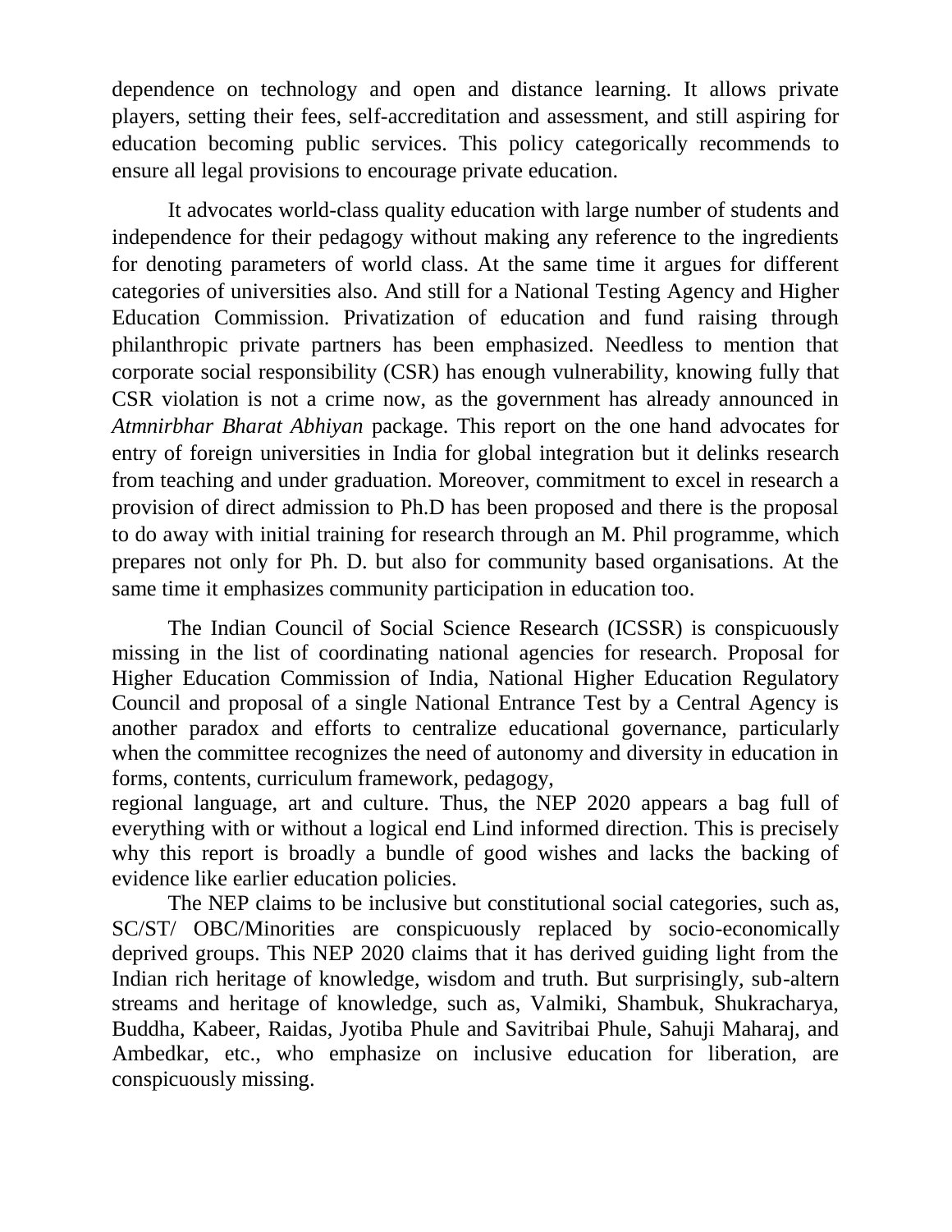dependence on technology and open and distance learning. It allows private players, setting their fees, self-accreditation and assessment, and still aspiring for education becoming public services. This policy categorically recommends to ensure all legal provisions to encourage private education.

It advocates world-class quality education with large number of students and independence for their pedagogy without making any reference to the ingredients for denoting parameters of world class. At the same time it argues for different categories of universities also. And still for a National Testing Agency and Higher Education Commission. Privatization of education and fund raising through philanthropic private partners has been emphasized. Needless to mention that corporate social responsibility (CSR) has enough vulnerability, knowing fully that CSR violation is not a crime now, as the government has already announced in *Atmnirbhar Bharat Abhiyan* package. This report on the one hand advocates for entry of foreign universities in India for global integration but it delinks research from teaching and under graduation. Moreover, commitment to excel in research a provision of direct admission to Ph.D has been proposed and there is the proposal to do away with initial training for research through an M. Phil programme, which prepares not only for Ph. D. but also for community based organisations. At the same time it emphasizes community participation in education too.

The Indian Council of Social Science Research (ICSSR) is conspicuously missing in the list of coordinating national agencies for research. Proposal for Higher Education Commission of India, National Higher Education Regulatory Council and proposal of a single National Entrance Test by a Central Agency is another paradox and efforts to centralize educational governance, particularly when the committee recognizes the need of autonomy and diversity in education in forms, contents, curriculum framework, pedagogy, regional language, art and culture. Thus, the NEP 2020 appears a bag full of everything with or without a logical end Lind informed direction. This is precisely why this report is broadly a bundle of good wishes and lacks the backing of evidence like earlier education policies.

The NEP claims to be inclusive but constitutional social categories, such as, SC/ST/ OBC/Minorities are conspicuously replaced by socio-economically deprived groups. This NEP 2020 claims that it has derived guiding light from the Indian rich heritage of knowledge, wisdom and truth. But surprisingly, sub-altern streams and heritage of knowledge, such as, Valmiki, Shambuk, Shukracharya, Buddha, Kabeer, Raidas, Jyotiba Phule and Savitribai Phule, Sahuji Maharaj, and Ambedkar, etc., who emphasize on inclusive education for liberation, are conspicuously missing.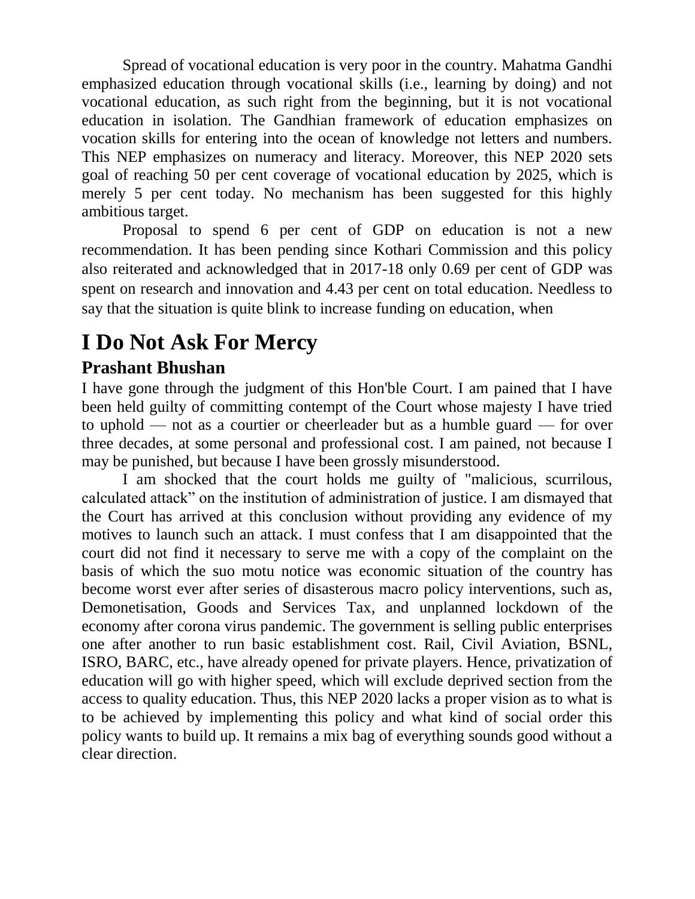Spread of vocational education is very poor in the country. Mahatma Gandhi emphasized education through vocational skills (i.e., learning by doing) and not vocational education, as such right from the beginning, but it is not vocational education in isolation. The Gandhian framework of education emphasizes on vocation skills for entering into the ocean of knowledge not letters and numbers. This NEP emphasizes on numeracy and literacy. Moreover, this NEP 2020 sets goal of reaching 50 per cent coverage of vocational education by 2025, which is merely 5 per cent today. No mechanism has been suggested for this highly ambitious target.

Proposal to spend 6 per cent of GDP on education is not a new recommendation. It has been pending since Kothari Commission and this policy also reiterated and acknowledged that in 2017-18 only 0.69 per cent of GDP was spent on research and innovation and 4.43 per cent on total education. Needless to say that the situation is quite blink to increase funding on education, when

# I Do Not Ask For Mercy

## Prashant Bhushan

I have gone through the judgment of this Hon'ble Court. I am pained that I have been held guilty of committing contempt of the Court whose majesty I have tried to uphold — not as a courtier or cheerleader but as a humble guard — for over three decades, at some personal and professional cost. I am pained, not because I may be punished, but because I have been grossly misunderstood.

I am shocked that the court holds me guilty of "malicious, scurrilous, calculated attack" on the institution of administration of justice. I am dismayed that the Court has arrived at this conclusion without providing any evidence of my motives to launch such an attack. I must confess that I am disappointed that the court did not find it necessary to serve me with a copy of the complaint on the basis of which the suo motu notice was economic situation of the country has become worst ever after series of disasterous macro policy interventions, such as, Demonetisation, Goods and Services Tax, and unplanned lockdown of the economy after corona virus pandemic. The government is selling public enterprises one after another to run basic establishment cost. Rail, Civil Aviation, BSNL, ISRO, BARC, etc., have already opened for private players. Hence, privatization of education will go with higher speed, which will exclude deprived section from the access to quality education. Thus, this NEP 2020 lacks a proper vision as to what is to be achieved by implementing this policy and what kind of social order this policy wants to build up. It remains a mix bag of everything sounds good without a clear direction.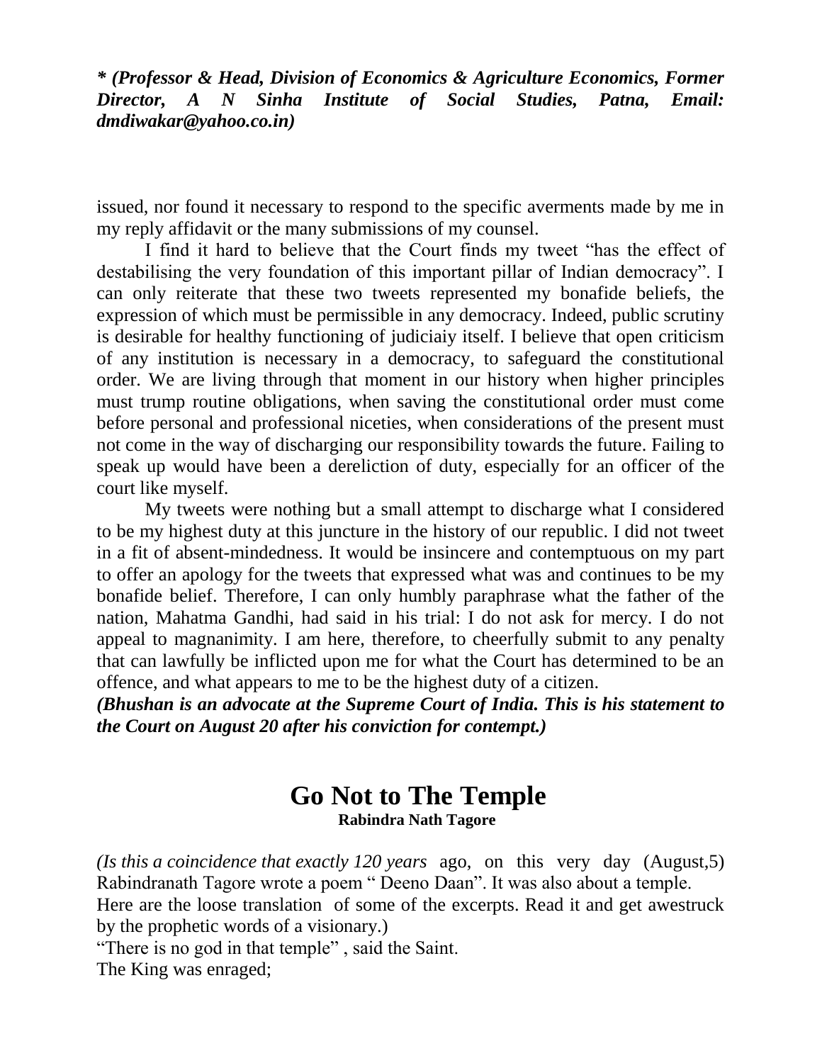***\* (Professor & Head, Division of Economics & Agriculture Economics, Former Director, A N Sinha Institute of Social Studies, Patna, Email: dmdiwakar@yahoo.co.in)***

issued, nor found it necessary to respond to the specific averments made by me in my reply affidavit or the many submissions of my counsel.

I find it hard to believe that the Court finds my tweet "has the effect of destabilising the very foundation of this important pillar of Indian democracy". I can only reiterate that these two tweets represented my bonafide beliefs, the expression of which must be permissible in any democracy. Indeed, public scrutiny is desirable for healthy functioning of judiciaiy itself. I believe that open criticism of any institution is necessary in a democracy, to safeguard the constitutional order. We are living through that moment in our history when higher principles must trump routine obligations, when saving the constitutional order must come before personal and professional niceties, when considerations of the present must not come in the way of discharging our responsibility towards the future. Failing to speak up would have been a dereliction of duty, especially for an officer of the court like myself.

My tweets were nothing but a small attempt to discharge what I considered to be my highest duty at this juncture in the history of our republic. I did not tweet in a fit of absent-mindedness. It would be insincere and contemptuous on my part to offer an apology for the tweets that expressed what was and continues to be my bonafide belief. Therefore, I can only humbly paraphrase what the father of the nation, Mahatma Gandhi, had said in his trial: I do not ask for mercy. I do not appeal to magnanimity. I am here, therefore, to cheerfully submit to any penalty that can lawfully be inflicted upon me for what the Court has determined to be an offence, and what appears to me to be the highest duty of a citizen.

***(Bhushan is an advocate at the Supreme Court of India. This is his statement to the Court on August 20 after his conviction for contempt.)***

# Go Not to The Temple

**Rabindra Nath Tagore**

*(Is this a coincidence that exactly 120 years* ago, on this very day (August,5) Rabindranath Tagore wrote a poem " Deeno Daan". It was also about a temple. Here are the loose translation of some of the excerpts. Read it and get awestruck by the prophetic words of a visionary.)

"There is no god in that temple" , said the Saint.

The King was enraged;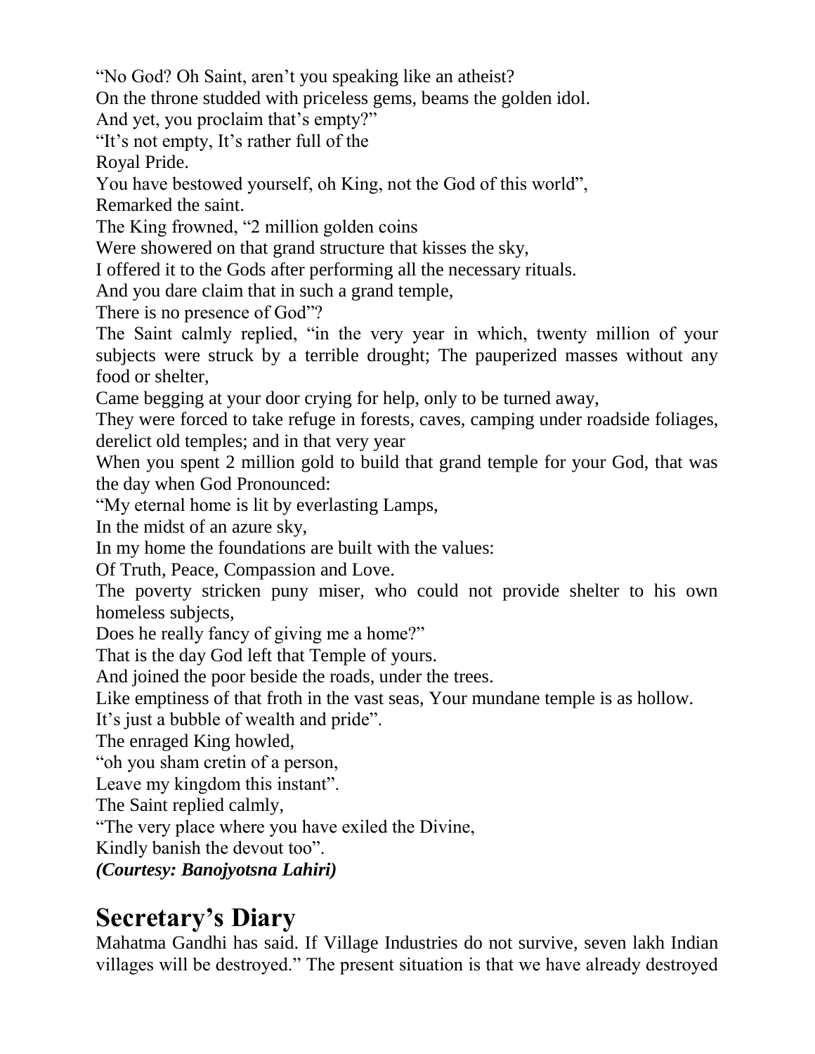"No God? Oh Saint, aren't you speaking like an atheist?
On the throne studded with priceless gems, beams the golden idol.
And yet, you proclaim that's empty?"
"It's not empty, It's rather full of the
Royal Pride.
You have bestowed yourself, oh King, not the God of this world",
Remarked the saint.
The King frowned, "2 million golden coins
Were showered on that grand structure that kisses the sky,
I offered it to the Gods after performing all the necessary rituals.
And you dare claim that in such a grand temple,
There is no presence of God"?
The Saint calmly replied, "in the very year in which, twenty million of your subjects were struck by a terrible drought; The pauperized masses without any food or shelter,
Came begging at your door crying for help, only to be turned away,
They were forced to take refuge in forests, caves, camping under roadside foliages, derelict old temples; and in that very year
When you spent 2 million gold to build that grand temple for your God, that was the day when God Pronounced:
"My eternal home is lit by everlasting Lamps,
In the midst of an azure sky,
In my home the foundations are built with the values:
Of Truth, Peace, Compassion and Love.
The poverty stricken puny miser, who could not provide shelter to his own homeless subjects,
Does he really fancy of giving me a home?"
That is the day God left that Temple of yours.
And joined the poor beside the roads, under the trees.
Like emptiness of that froth in the vast seas, Your mundane temple is as hollow.
It's just a bubble of wealth and pride".
The enraged King howled,
"oh you sham cretin of a person,
Leave my kingdom this instant".
The Saint replied calmly,
"The very place where you have exiled the Divine,
Kindly banish the devout too".
***(Courtesy: Banojyotsna Lahiri)***

## Secretary's Diary

Mahatma Gandhi has said. If Village Industries do not survive, seven lakh Indian villages will be destroyed." The present situation is that we have already destroyed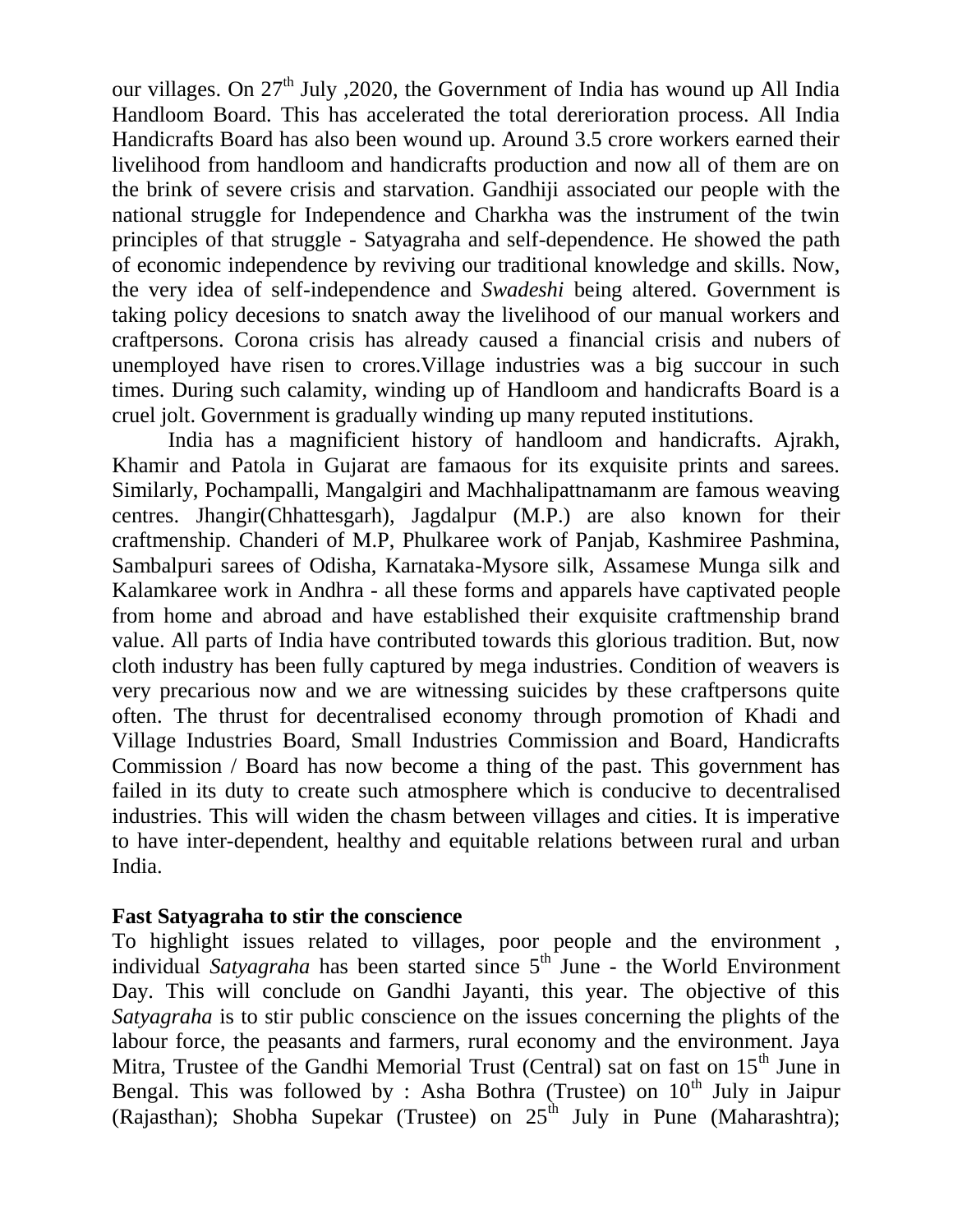our villages. On 27th July ,2020, the Government of India has wound up All India Handloom Board. This has accelerated the total dererioration process. All India Handicrafts Board has also been wound up. Around 3.5 crore workers earned their livelihood from handloom and handicrafts production and now all of them are on the brink of severe crisis and starvation. Gandhiji associated our people with the national struggle for Independence and Charkha was the instrument of the twin principles of that struggle - Satyagraha and self-dependence. He showed the path of economic independence by reviving our traditional knowledge and skills. Now, the very idea of self-independence and *Swadeshi* being altered. Government is taking policy decesions to snatch away the livelihood of our manual workers and craftpersons. Corona crisis has already caused a financial crisis and nubers of unemployed have risen to crores.Village industries was a big succour in such times. During such calamity, winding up of Handloom and handicrafts Board is a cruel jolt. Government is gradually winding up many reputed institutions.

India has a magnificient history of handloom and handicrafts. Ajrakh, Khamir and Patola in Gujarat are famaous for its exquisite prints and sarees. Similarly, Pochampalli, Mangalgiri and Machhalipattnamanm are famous weaving centres. Jhangir(Chhattesgarh), Jagdalpur (M.P.) are also known for their craftmenship. Chanderi of M.P, Phulkaree work of Panjab, Kashmiree Pashmina, Sambalpuri sarees of Odisha, Karnataka-Mysore silk, Assamese Munga silk and Kalamkaree work in Andhra - all these forms and apparels have captivated people from home and abroad and have established their exquisite craftmenship brand value. All parts of India have contributed towards this glorious tradition. But, now cloth industry has been fully captured by mega industries. Condition of weavers is very precarious now and we are witnessing suicides by these craftpersons quite often. The thrust for decentralised economy through promotion of Khadi and Village Industries Board, Small Industries Commission and Board, Handicrafts Commission / Board has now become a thing of the past. This government has failed in its duty to create such atmosphere which is conducive to decentralised industries. This will widen the chasm between villages and cities. It is imperative to have inter-dependent, healthy and equitable relations between rural and urban India.

**Fast Satyagraha to stir the conscience**

To highlight issues related to villages, poor people and the environment , individual *Satyagraha* has been started since 5th June - the World Environment Day. This will conclude on Gandhi Jayanti, this year. The objective of this *Satyagraha* is to stir public conscience on the issues concerning the plights of the labour force, the peasants and farmers, rural economy and the environment. Jaya Mitra, Trustee of the Gandhi Memorial Trust (Central) sat on fast on 15th June in Bengal. This was followed by : Asha Bothra (Trustee) on 10th July in Jaipur (Rajasthan); Shobha Supekar (Trustee) on 25th July in Pune (Maharashtra);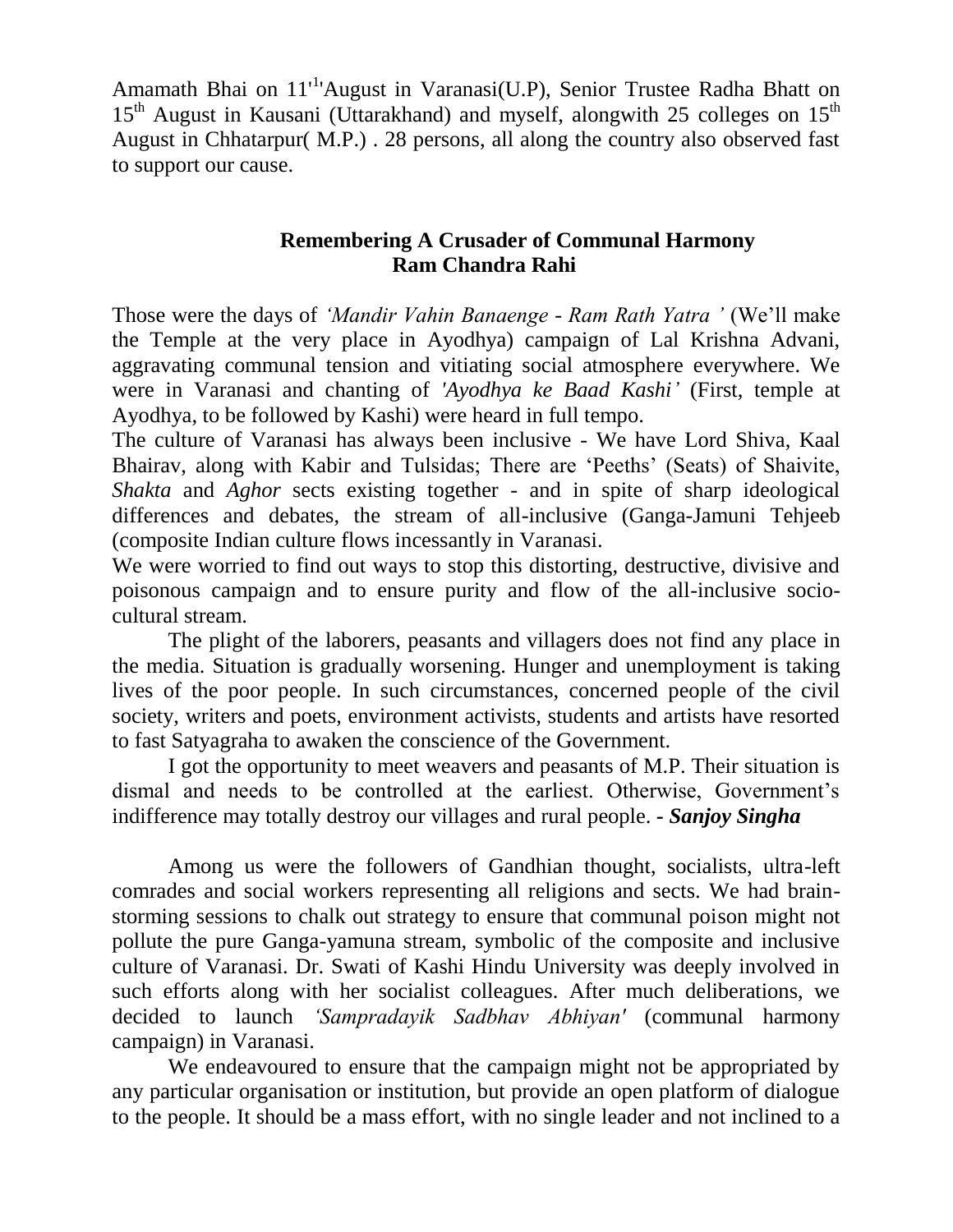Amamath Bhai on 11'[1]'August in Varanasi(U.P), Senior Trustee Radha Bhatt on 15th August in Kausani (Uttarakhand) and myself, alongwith 25 colleges on 15th August in Chhatarpur( M.P.) . 28 persons, all along the country also observed fast to support our cause.

## Remembering A Crusader of Communal Harmony Ram Chandra Rahi

Those were the days of *'Mandir Vahin Banaenge - Ram Rath Yatra '* (We'll make the Temple at the very place in Ayodhya) campaign of Lal Krishna Advani, aggravating communal tension and vitiating social atmosphere everywhere. We were in Varanasi and chanting of *'Ayodhya ke Baad Kashi'* (First, temple at Ayodhya, to be followed by Kashi) were heard in full tempo.

The culture of Varanasi has always been inclusive - We have Lord Shiva, Kaal Bhairav, along with Kabir and Tulsidas; There are 'Peeths' (Seats) of Shaivite, *Shakta* and *Aghor* sects existing together - and in spite of sharp ideological differences and debates, the stream of all-inclusive (Ganga-Jamuni Tehjeeb (composite Indian culture flows incessantly in Varanasi.

We were worried to find out ways to stop this distorting, destructive, divisive and poisonous campaign and to ensure purity and flow of the all-inclusive socio-cultural stream.

The plight of the laborers, peasants and villagers does not find any place in the media. Situation is gradually worsening. Hunger and unemployment is taking lives of the poor people. In such circumstances, concerned people of the civil society, writers and poets, environment activists, students and artists have resorted to fast Satyagraha to awaken the conscience of the Government.

I got the opportunity to meet weavers and peasants of M.P. Their situation is dismal and needs to be controlled at the earliest. Otherwise, Government's indifference may totally destroy our villages and rural people. - ***Sanjoy Singha***

Among us were the followers of Gandhian thought, socialists, ultra-left comrades and social workers representing all religions and sects. We had brain-storming sessions to chalk out strategy to ensure that communal poison might not pollute the pure Ganga-yamuna stream, symbolic of the composite and inclusive culture of Varanasi. Dr. Swati of Kashi Hindu University was deeply involved in such efforts along with her socialist colleagues. After much deliberations, we decided to launch *'Sampradayik Sadbhav Abhiyan'* (communal harmony campaign) in Varanasi.

We endeavoured to ensure that the campaign might not be appropriated by any particular organisation or institution, but provide an open platform of dialogue to the people. It should be a mass effort, with no single leader and not inclined to a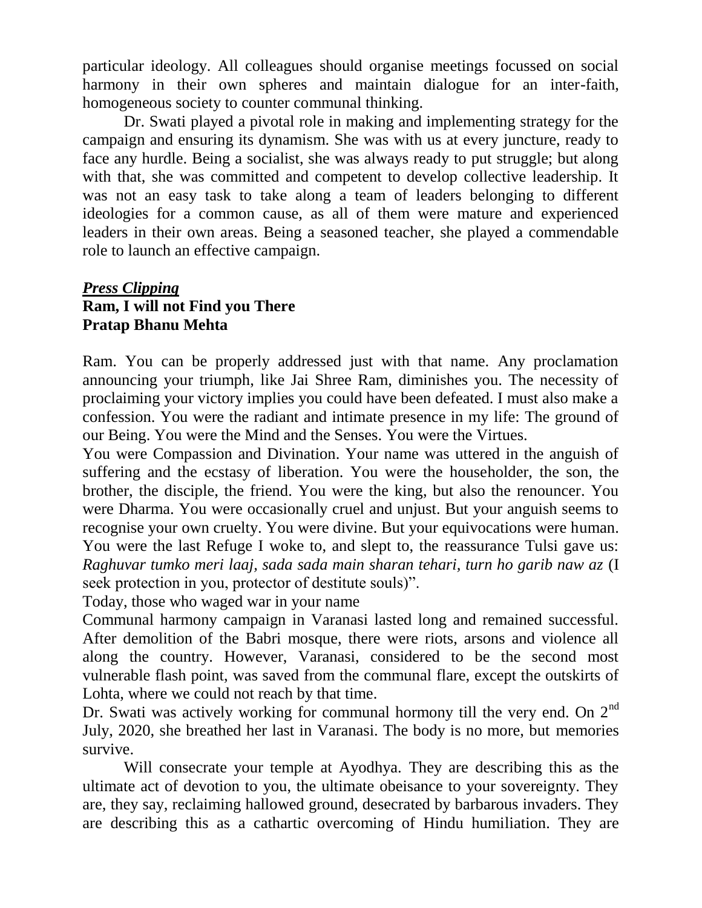particular ideology. All colleagues should organise meetings focussed on social harmony in their own spheres and maintain dialogue for an inter-faith, homogeneous society to counter communal thinking.

Dr. Swati played a pivotal role in making and implementing strategy for the campaign and ensuring its dynamism. She was with us at every juncture, ready to face any hurdle. Being a socialist, she was always ready to put struggle; but along with that, she was committed and competent to develop collective leadership. It was not an easy task to take along a team of leaders belonging to different ideologies for a common cause, as all of them were mature and experienced leaders in their own areas. Being a seasoned teacher, she played a commendable role to launch an effective campaign.

***Press Clipping***

**Ram, I will not Find you There**
**Pratap Bhanu Mehta**

Ram. You can be properly addressed just with that name. Any proclamation announcing your triumph, like Jai Shree Ram, diminishes you. The necessity of proclaiming your victory implies you could have been defeated. I must also make a confession. You were the radiant and intimate presence in my life: The ground of our Being. You were the Mind and the Senses. You were the Virtues.

You were Compassion and Divination. Your name was uttered in the anguish of suffering and the ecstasy of liberation. You were the householder, the son, the brother, the disciple, the friend. You were the king, but also the renouncer. You were Dharma. You were occasionally cruel and unjust. But your anguish seems to recognise your own cruelty. You were divine. But your equivocations were human. You were the last Refuge I woke to, and slept to, the reassurance Tulsi gave us: *Raghuvar tumko meri laaj, sada sada main sharan tehari, turn ho garib naw az* (I seek protection in you, protector of destitute souls)".

Today, those who waged war in your name

Communal harmony campaign in Varanasi lasted long and remained successful. After demolition of the Babri mosque, there were riots, arsons and violence all along the country. However, Varanasi, considered to be the second most vulnerable flash point, was saved from the communal flare, except the outskirts of Lohta, where we could not reach by that time.

Dr. Swati was actively working for communal hormony till the very end. On 2nd July, 2020, she breathed her last in Varanasi. The body is no more, but memories survive.

Will consecrate your temple at Ayodhya. They are describing this as the ultimate act of devotion to you, the ultimate obeisance to your sovereignty. They are, they say, reclaiming hallowed ground, desecrated by barbarous invaders. They are describing this as a cathartic overcoming of Hindu humiliation. They are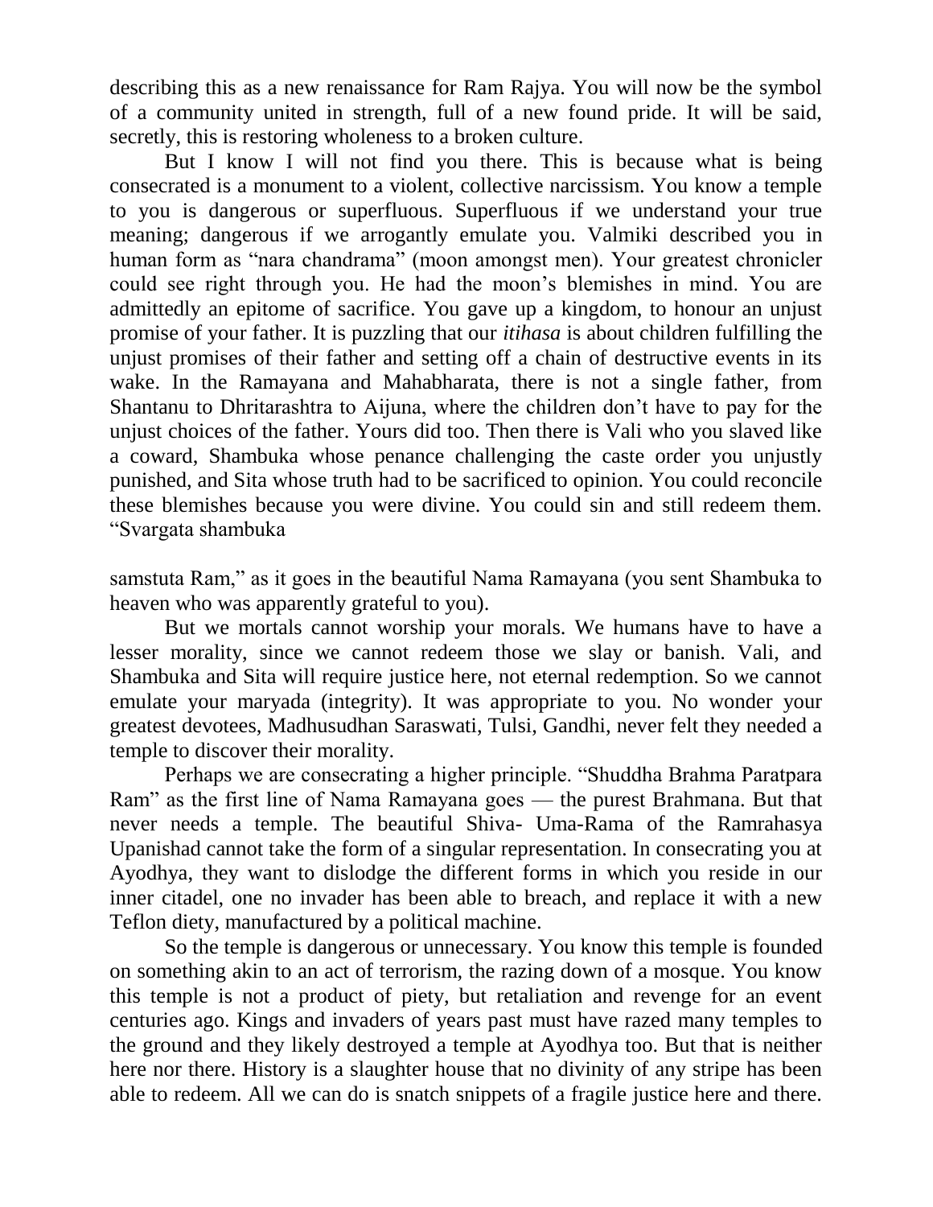describing this as a new renaissance for Ram Rajya. You will now be the symbol of a community united in strength, full of a new found pride. It will be said, secretly, this is restoring wholeness to a broken culture.

But I know I will not find you there. This is because what is being consecrated is a monument to a violent, collective narcissism. You know a temple to you is dangerous or superfluous. Superfluous if we understand your true meaning; dangerous if we arrogantly emulate you. Valmiki described you in human form as "nara chandrama" (moon amongst men). Your greatest chronicler could see right through you. He had the moon's blemishes in mind. You are admittedly an epitome of sacrifice. You gave up a kingdom, to honour an unjust promise of your father. It is puzzling that our *itihasa* is about children fulfilling the unjust promises of their father and setting off a chain of destructive events in its wake. In the Ramayana and Mahabharata, there is not a single father, from Shantanu to Dhritarashtra to Aijuna, where the children don't have to pay for the unjust choices of the father. Yours did too. Then there is Vali who you slaved like a coward, Shambuka whose penance challenging the caste order you unjustly punished, and Sita whose truth had to be sacrificed to opinion. You could reconcile these blemishes because you were divine. You could sin and still redeem them. "Svargata shambuka samstuta Ram," as it goes in the beautiful Nama Ramayana (you sent Shambuka to heaven who was apparently grateful to you).

But we mortals cannot worship your morals. We humans have to have a lesser morality, since we cannot redeem those we slay or banish. Vali, and Shambuka and Sita will require justice here, not eternal redemption. So we cannot emulate your maryada (integrity). It was appropriate to you. No wonder your greatest devotees, Madhusudhan Saraswati, Tulsi, Gandhi, never felt they needed a temple to discover their morality.

Perhaps we are consecrating a higher principle. "Shuddha Brahma Paratpara Ram" as the first line of Nama Ramayana goes — the purest Brahmana. But that never needs a temple. The beautiful Shiva- Uma-Rama of the Ramrahasya Upanishad cannot take the form of a singular representation. In consecrating you at Ayodhya, they want to dislodge the different forms in which you reside in our inner citadel, one no invader has been able to breach, and replace it with a new Teflon diety, manufactured by a political machine.

So the temple is dangerous or unnecessary. You know this temple is founded on something akin to an act of terrorism, the razing down of a mosque. You know this temple is not a product of piety, but retaliation and revenge for an event centuries ago. Kings and invaders of years past must have razed many temples to the ground and they likely destroyed a temple at Ayodhya too. But that is neither here nor there. History is a slaughter house that no divinity of any stripe has been able to redeem. All we can do is snatch snippets of a fragile justice here and there.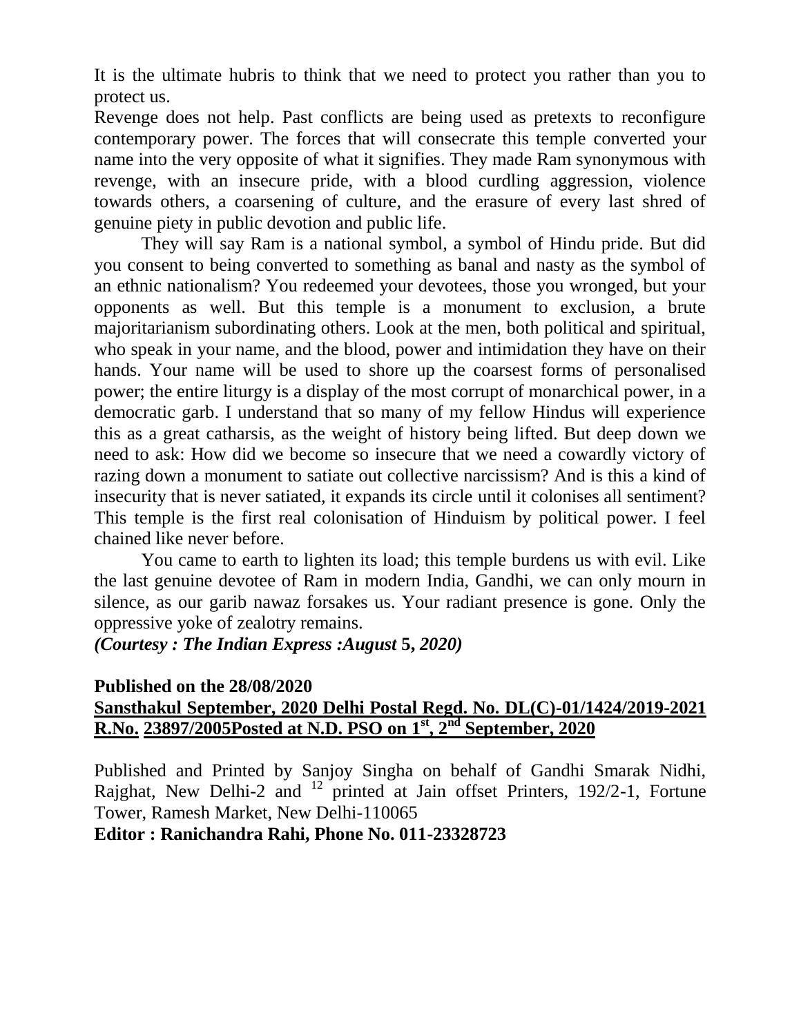It is the ultimate hubris to think that we need to protect you rather than you to protect us.

Revenge does not help. Past conflicts are being used as pretexts to reconfigure contemporary power. The forces that will consecrate this temple converted your name into the very opposite of what it signifies. They made Ram synonymous with revenge, with an insecure pride, with a blood curdling aggression, violence towards others, a coarsening of culture, and the erasure of every last shred of genuine piety in public devotion and public life.

They will say Ram is a national symbol, a symbol of Hindu pride. But did you consent to being converted to something as banal and nasty as the symbol of an ethnic nationalism? You redeemed your devotees, those you wronged, but your opponents as well. But this temple is a monument to exclusion, a brute majoritarianism subordinating others. Look at the men, both political and spiritual, who speak in your name, and the blood, power and intimidation they have on their hands. Your name will be used to shore up the coarsest forms of personalised power; the entire liturgy is a display of the most corrupt of monarchical power, in a democratic garb. I understand that so many of my fellow Hindus will experience this as a great catharsis, as the weight of history being lifted. But deep down we need to ask: How did we become so insecure that we need a cowardly victory of razing down a monument to satiate out collective narcissism? And is this a kind of insecurity that is never satiated, it expands its circle until it colonises all sentiment? This temple is the first real colonisation of Hinduism by political power. I feel chained like never before.

You came to earth to lighten its load; this temple burdens us with evil. Like the last genuine devotee of Ram in modern India, Gandhi, we can only mourn in silence, as our garib nawaz forsakes us. Your radiant presence is gone. Only the oppressive yoke of zealotry remains.

***(Courtesy : The Indian Express :August* 5, *2020)***

**Published on the 28/08/2020**

**Sansthakul September, 2020 Delhi Postal Regd. No. DL(C)-01/1424/2019-2021 R.No. 23897/2005Posted at N.D. PSO on 1st, 2nd September, 2020**

Published and Printed by Sanjoy Singha on behalf of Gandhi Smarak Nidhi, Rajghat, New Delhi-2 and [12] printed at Jain offset Printers, 192/2-1, Fortune Tower, Ramesh Market, New Delhi-110065

**Editor : Ranichandra Rahi, Phone No. 011-23328723**